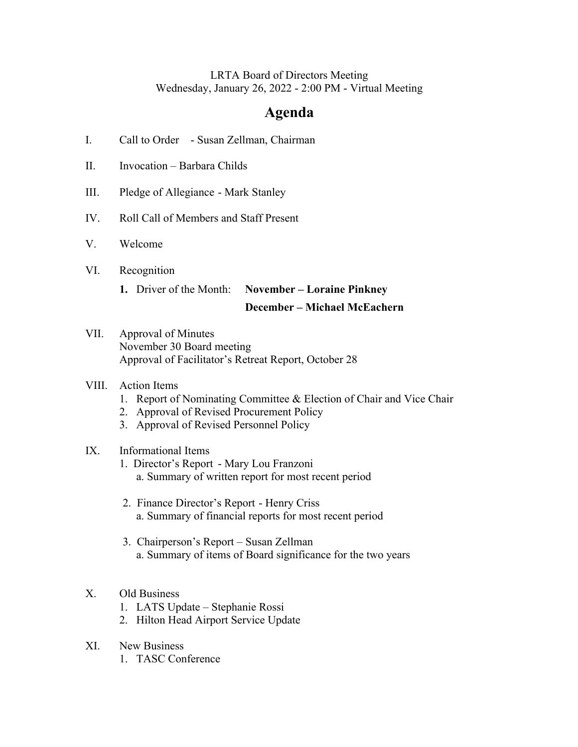LRTA Board of Directors Meeting
Wednesday, January 26, 2022 - 2:00 PM - Virtual Meeting

# Agenda

I. Call to Order - Susan Zellman, Chairman

II. Invocation – Barbara Childs

III. Pledge of Allegiance - Mark Stanley

IV. Roll Call of Members and Staff Present

V. Welcome

VI. Recognition

1. Driver of the Month: **November – Loraine Pinkney**
   **December – Michael McEachern**

VII. Approval of Minutes
November 30 Board meeting
Approval of Facilitator's Retreat Report, October 28

VIII. Action Items
1. Report of Nominating Committee & Election of Chair and Vice Chair
2. Approval of Revised Procurement Policy
3. Approval of Revised Personnel Policy

IX. Informational Items
1. Director's Report - Mary Lou Franzoni
   a. Summary of written report for most recent period

2. Finance Director's Report - Henry Criss
   a. Summary of financial reports for most recent period

3. Chairperson's Report – Susan Zellman
   a. Summary of items of Board significance for the two years

X. Old Business
1. LATS Update – Stephanie Rossi
2. Hilton Head Airport Service Update

XI. New Business
1. TASC Conference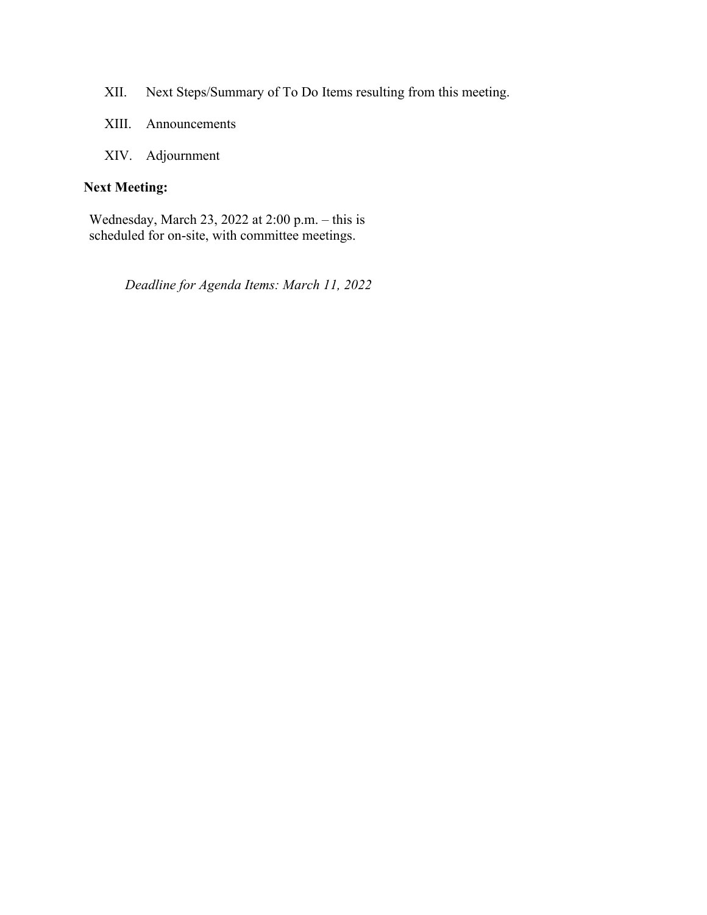XII. Next Steps/Summary of To Do Items resulting from this meeting.

XIII. Announcements

XIV. Adjournment

**Next Meeting:**

Wednesday, March 23, 2022 at 2:00 p.m. – this is scheduled for on-site, with committee meetings.

*Deadline for Agenda Items: March 11, 2022*